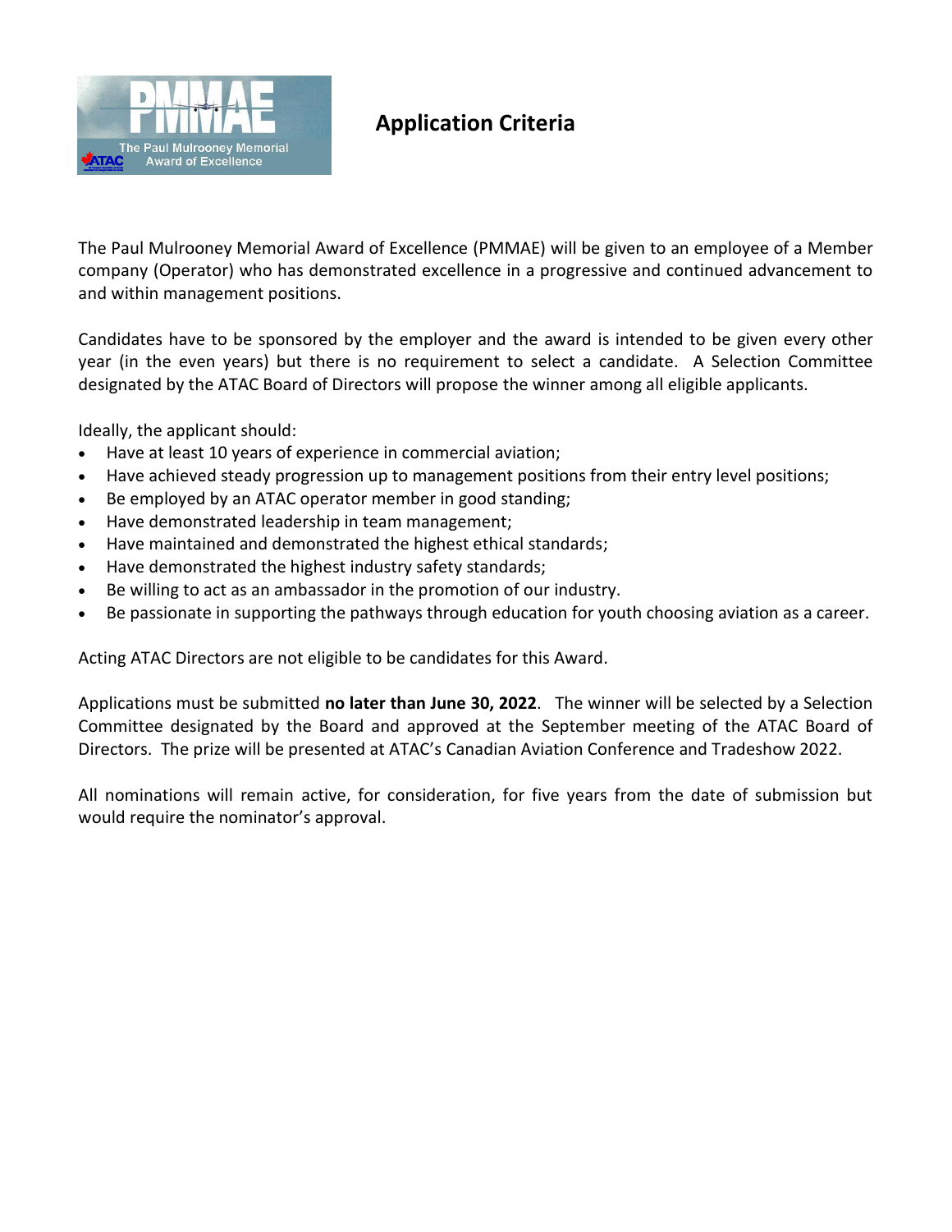# Application Criteria

The Paul Mulrooney Memorial Award of Excellence (PMMAE) will be given to an employee of a Member company (Operator) who has demonstrated excellence in a progressive and continued advancement to and within management positions.

Candidates have to be sponsored by the employer and the award is intended to be given every other year (in the even years) but there is no requirement to select a candidate. A Selection Committee designated by the ATAC Board of Directors will propose the winner among all eligible applicants.

Ideally, the applicant should:

- Have at least 10 years of experience in commercial aviation;
- Have achieved steady progression up to management positions from their entry level positions;
- Be employed by an ATAC operator member in good standing;
- Have demonstrated leadership in team management;
- Have maintained and demonstrated the highest ethical standards;
- Have demonstrated the highest industry safety standards;
- Be willing to act as an ambassador in the promotion of our industry.
- Be passionate in supporting the pathways through education for youth choosing aviation as a career.

Acting ATAC Directors are not eligible to be candidates for this Award.

Applications must be submitted **no later than June 30, 2022**. The winner will be selected by a Selection Committee designated by the Board and approved at the September meeting of the ATAC Board of Directors. The prize will be presented at ATAC's Canadian Aviation Conference and Tradeshow 2022.

All nominations will remain active, for consideration, for five years from the date of submission but would require the nominator's approval.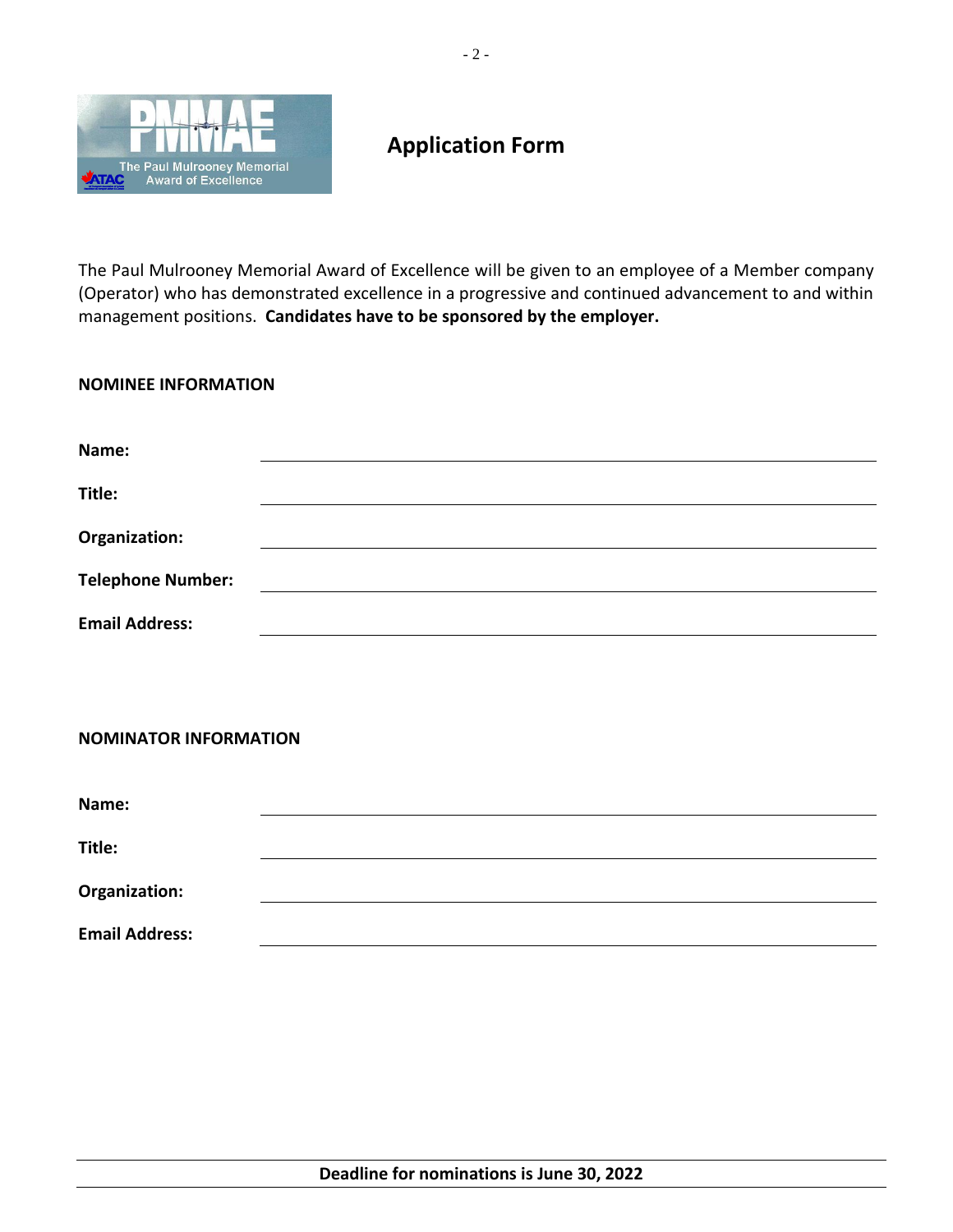# Application Form

The Paul Mulrooney Memorial Award of Excellence will be given to an employee of a Member company (Operator) who has demonstrated excellence in a progressive and continued advancement to and within management positions. **Candidates have to be sponsored by the employer.**

## NOMINEE INFORMATION

**Name:** \_\_\_\_\_\_\_\_\_\_\_\_\_\_\_\_\_\_\_\_\_\_\_\_\_\_\_\_\_\_\_\_\_\_\_\_\_\_\_\_

**Title:** \_\_\_\_\_\_\_\_\_\_\_\_\_\_\_\_\_\_\_\_\_\_\_\_\_\_\_\_\_\_\_\_\_\_\_\_\_\_\_\_

**Organization:** \_\_\_\_\_\_\_\_\_\_\_\_\_\_\_\_\_\_\_\_\_\_\_\_\_\_\_\_\_\_\_\_\_\_\_\_\_\_\_\_

**Telephone Number:** \_\_\_\_\_\_\_\_\_\_\_\_\_\_\_\_\_\_\_\_\_\_\_\_\_\_\_\_\_\_\_\_\_\_\_\_\_\_\_\_

**Email Address:** \_\_\_\_\_\_\_\_\_\_\_\_\_\_\_\_\_\_\_\_\_\_\_\_\_\_\_\_\_\_\_\_\_\_\_\_\_\_\_\_

## NOMINATOR INFORMATION

**Name:** \_\_\_\_\_\_\_\_\_\_\_\_\_\_\_\_\_\_\_\_\_\_\_\_\_\_\_\_\_\_\_\_\_\_\_\_\_\_\_\_

**Title:** \_\_\_\_\_\_\_\_\_\_\_\_\_\_\_\_\_\_\_\_\_\_\_\_\_\_\_\_\_\_\_\_\_\_\_\_\_\_\_\_

**Organization:** \_\_\_\_\_\_\_\_\_\_\_\_\_\_\_\_\_\_\_\_\_\_\_\_\_\_\_\_\_\_\_\_\_\_\_\_\_\_\_\_

**Email Address:** \_\_\_\_\_\_\_\_\_\_\_\_\_\_\_\_\_\_\_\_\_\_\_\_\_\_\_\_\_\_\_\_\_\_\_\_\_\_\_\_

**Deadline for nominations is June 30, 2022**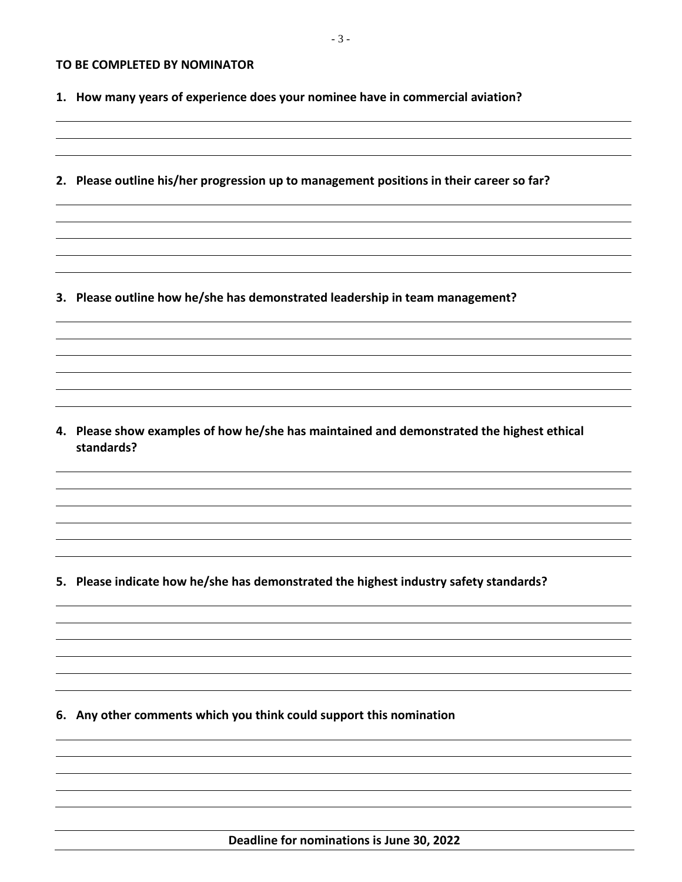**TO BE COMPLETED BY NOMINATOR**

1. **How many years of experience does your nominee have in commercial aviation?**

2. **Please outline his/her progression up to management positions in their career so far?**

3. **Please outline how he/she has demonstrated leadership in team management?**

4. **Please show examples of how he/she has maintained and demonstrated the highest ethical standards?**

5. **Please indicate how he/she has demonstrated the highest industry safety standards?**

6. **Any other comments which you think could support this nomination**

**Deadline for nominations is June 30, 2022**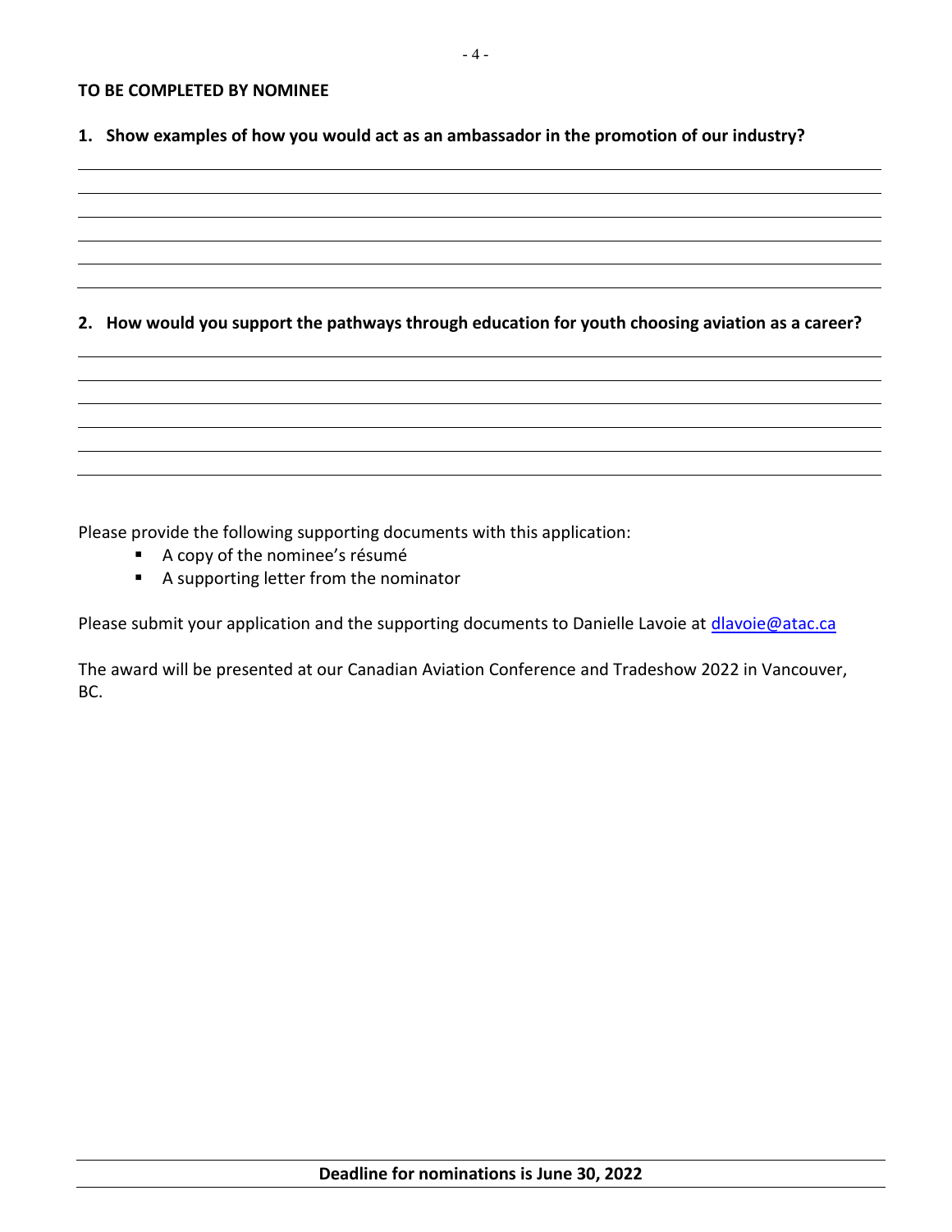**TO BE COMPLETED BY NOMINEE**

**1. Show examples of how you would act as an ambassador in the promotion of our industry?**

**2. How would you support the pathways through education for youth choosing aviation as a career?**

Please provide the following supporting documents with this application:

- A copy of the nominee's résumé
- A supporting letter from the nominator

Please submit your application and the supporting documents to Danielle Lavoie at dlavoie@atac.ca

The award will be presented at our Canadian Aviation Conference and Tradeshow 2022 in Vancouver, BC.

**Deadline for nominations is June 30, 2022**